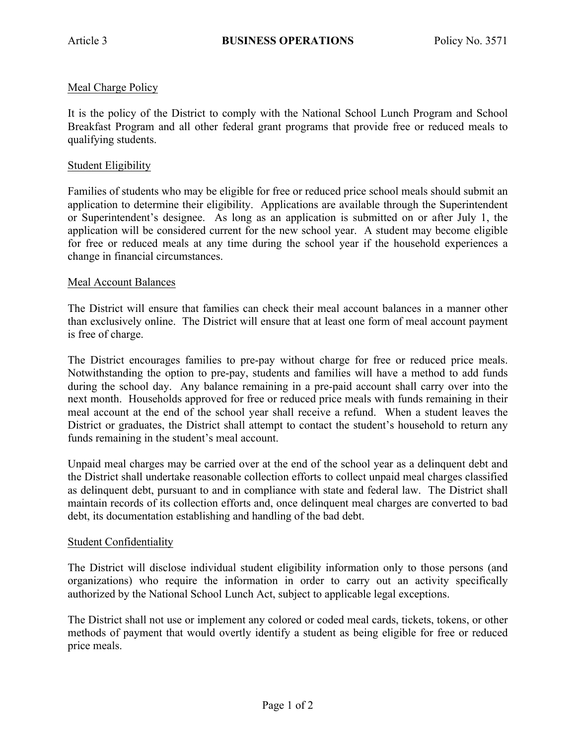Article 3 **BUSINESS OPERATIONS** Policy No. 3571

## Meal Charge Policy

It is the policy of the District to comply with the National School Lunch Program and School Breakfast Program and all other federal grant programs that provide free or reduced meals to qualifying students.

### Student Eligibility

Families of students who may be eligible for free or reduced price school meals should submit an application to determine their eligibility. Applications are available through the Superintendent or Superintendent's designee. As long as an application is submitted on or after July 1, the application will be considered current for the new school year. A student may become eligible for free or reduced meals at any time during the school year if the household experiences a change in financial circumstances.

### Meal Account Balances

The District will ensure that families can check their meal account balances in a manner other than exclusively online. The District will ensure that at least one form of meal account payment is free of charge.

The District encourages families to pre-pay without charge for free or reduced price meals. Notwithstanding the option to pre-pay, students and families will have a method to add funds during the school day. Any balance remaining in a pre-paid account shall carry over into the next month. Households approved for free or reduced price meals with funds remaining in their meal account at the end of the school year shall receive a refund. When a student leaves the District or graduates, the District shall attempt to contact the student's household to return any funds remaining in the student's meal account.

Unpaid meal charges may be carried over at the end of the school year as a delinquent debt and the District shall undertake reasonable collection efforts to collect unpaid meal charges classified as delinquent debt, pursuant to and in compliance with state and federal law. The District shall maintain records of its collection efforts and, once delinquent meal charges are converted to bad debt, its documentation establishing and handling of the bad debt.

### Student Confidentiality

The District will disclose individual student eligibility information only to those persons (and organizations) who require the information in order to carry out an activity specifically authorized by the National School Lunch Act, subject to applicable legal exceptions.

The District shall not use or implement any colored or coded meal cards, tickets, tokens, or other methods of payment that would overtly identify a student as being eligible for free or reduced price meals.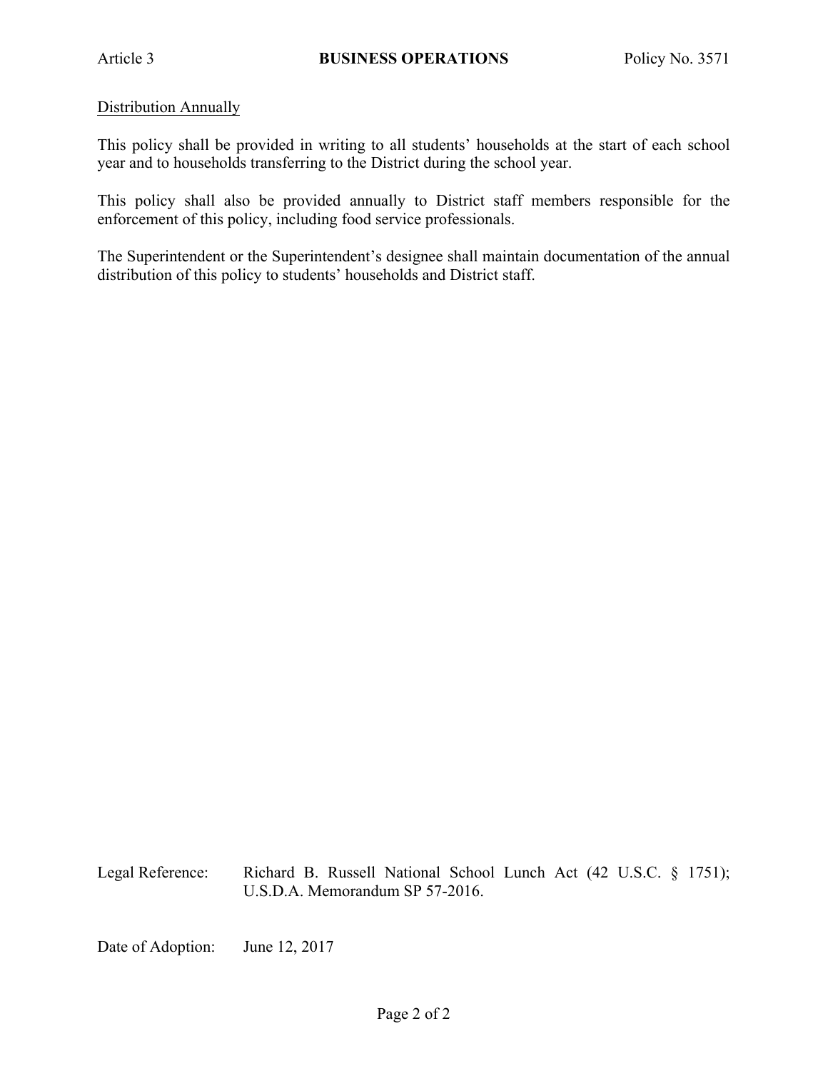Distribution Annually

This policy shall be provided in writing to all students' households at the start of each school year and to households transferring to the District during the school year.

This policy shall also be provided annually to District staff members responsible for the enforcement of this policy, including food service professionals.

The Superintendent or the Superintendent's designee shall maintain documentation of the annual distribution of this policy to students' households and District staff.

Legal Reference: Richard B. Russell National School Lunch Act (42 U.S.C. § 1751); U.S.D.A. Memorandum SP 57-2016.

Date of Adoption: June 12, 2017